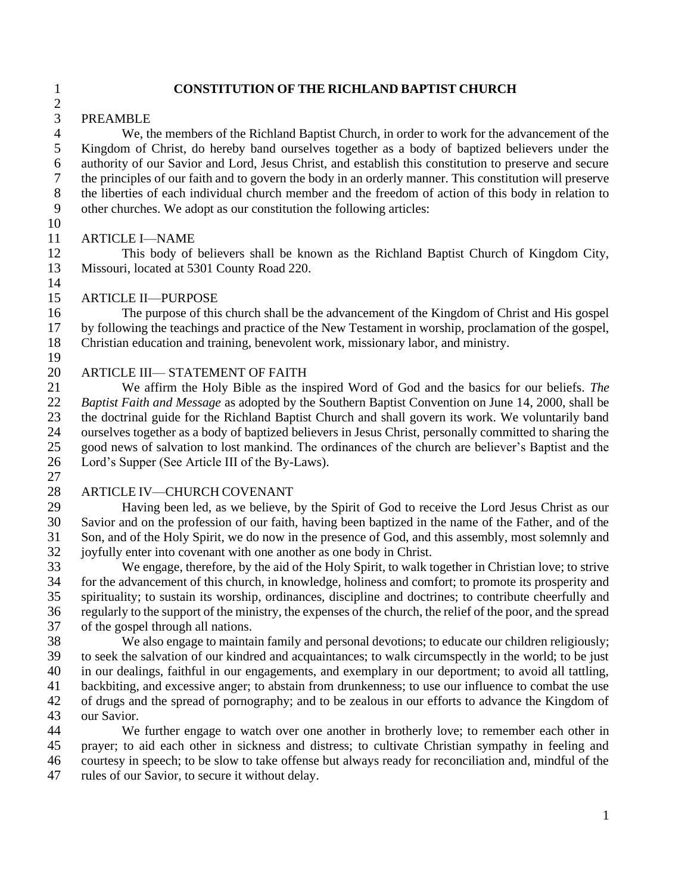# CONSTITUTION OF THE RICHLAND BAPTIST CHURCH

## PREAMBLE

We, the members of the Richland Baptist Church, in order to work for the advancement of the Kingdom of Christ, do hereby band ourselves together as a body of baptized believers under the authority of our Savior and Lord, Jesus Christ, and establish this constitution to preserve and secure the principles of our faith and to govern the body in an orderly manner. This constitution will preserve the liberties of each individual church member and the freedom of action of this body in relation to other churches. We adopt as our constitution the following articles:

## ARTICLE I—NAME

This body of believers shall be known as the Richland Baptist Church of Kingdom City, Missouri, located at 5301 County Road 220.

## ARTICLE II—PURPOSE

The purpose of this church shall be the advancement of the Kingdom of Christ and His gospel by following the teachings and practice of the New Testament in worship, proclamation of the gospel, Christian education and training, benevolent work, missionary labor, and ministry.

## ARTICLE III— STATEMENT OF FAITH

We affirm the Holy Bible as the inspired Word of God and the basics for our beliefs. *The Baptist Faith and Message* as adopted by the Southern Baptist Convention on June 14, 2000, shall be the doctrinal guide for the Richland Baptist Church and shall govern its work. We voluntarily band ourselves together as a body of baptized believers in Jesus Christ, personally committed to sharing the good news of salvation to lost mankind. The ordinances of the church are believer's Baptist and the Lord's Supper (See Article III of the By-Laws).

## ARTICLE IV—CHURCH COVENANT

Having been led, as we believe, by the Spirit of God to receive the Lord Jesus Christ as our Savior and on the profession of our faith, having been baptized in the name of the Father, and of the Son, and of the Holy Spirit, we do now in the presence of God, and this assembly, most solemnly and joyfully enter into covenant with one another as one body in Christ.

We engage, therefore, by the aid of the Holy Spirit, to walk together in Christian love; to strive for the advancement of this church, in knowledge, holiness and comfort; to promote its prosperity and spirituality; to sustain its worship, ordinances, discipline and doctrines; to contribute cheerfully and regularly to the support of the ministry, the expenses of the church, the relief of the poor, and the spread of the gospel through all nations.

We also engage to maintain family and personal devotions; to educate our children religiously; to seek the salvation of our kindred and acquaintances; to walk circumspectly in the world; to be just in our dealings, faithful in our engagements, and exemplary in our deportment; to avoid all tattling, backbiting, and excessive anger; to abstain from drunkenness; to use our influence to combat the use of drugs and the spread of pornography; and to be zealous in our efforts to advance the Kingdom of our Savior.

We further engage to watch over one another in brotherly love; to remember each other in prayer; to aid each other in sickness and distress; to cultivate Christian sympathy in feeling and courtesy in speech; to be slow to take offense but always ready for reconciliation and, mindful of the rules of our Savior, to secure it without delay.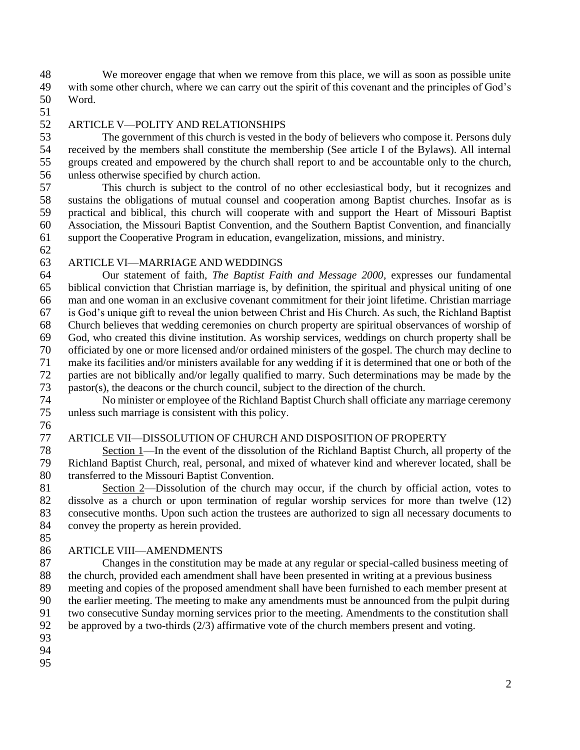We moreover engage that when we remove from this place, we will as soon as possible unite with some other church, where we can carry out the spirit of this covenant and the principles of God's Word.

## ARTICLE V—POLITY AND RELATIONSHIPS

The government of this church is vested in the body of believers who compose it. Persons duly received by the members shall constitute the membership (See article I of the Bylaws). All internal groups created and empowered by the church shall report to and be accountable only to the church, unless otherwise specified by church action.

This church is subject to the control of no other ecclesiastical body, but it recognizes and sustains the obligations of mutual counsel and cooperation among Baptist churches. Insofar as is practical and biblical, this church will cooperate with and support the Heart of Missouri Baptist Association, the Missouri Baptist Convention, and the Southern Baptist Convention, and financially support the Cooperative Program in education, evangelization, missions, and ministry.

## ARTICLE VI—MARRIAGE AND WEDDINGS

Our statement of faith, *The Baptist Faith and Message 2000*, expresses our fundamental biblical conviction that Christian marriage is, by definition, the spiritual and physical uniting of one man and one woman in an exclusive covenant commitment for their joint lifetime. Christian marriage is God's unique gift to reveal the union between Christ and His Church. As such, the Richland Baptist Church believes that wedding ceremonies on church property are spiritual observances of worship of God, who created this divine institution. As worship services, weddings on church property shall be officiated by one or more licensed and/or ordained ministers of the gospel. The church may decline to make its facilities and/or ministers available for any wedding if it is determined that one or both of the parties are not biblically and/or legally qualified to marry. Such determinations may be made by the pastor(s), the deacons or the church council, subject to the direction of the church.

No minister or employee of the Richland Baptist Church shall officiate any marriage ceremony unless such marriage is consistent with this policy.

## ARTICLE VII—DISSOLUTION OF CHURCH AND DISPOSITION OF PROPERTY

Section 1—In the event of the dissolution of the Richland Baptist Church, all property of the Richland Baptist Church, real, personal, and mixed of whatever kind and wherever located, shall be transferred to the Missouri Baptist Convention.

Section 2—Dissolution of the church may occur, if the church by official action, votes to dissolve as a church or upon termination of regular worship services for more than twelve (12) consecutive months. Upon such action the trustees are authorized to sign all necessary documents to convey the property as herein provided.

## ARTICLE VIII—AMENDMENTS

Changes in the constitution may be made at any regular or special-called business meeting of the church, provided each amendment shall have been presented in writing at a previous business meeting and copies of the proposed amendment shall have been furnished to each member present at the earlier meeting. The meeting to make any amendments must be announced from the pulpit during two consecutive Sunday morning services prior to the meeting. Amendments to the constitution shall be approved by a two-thirds (2/3) affirmative vote of the church members present and voting.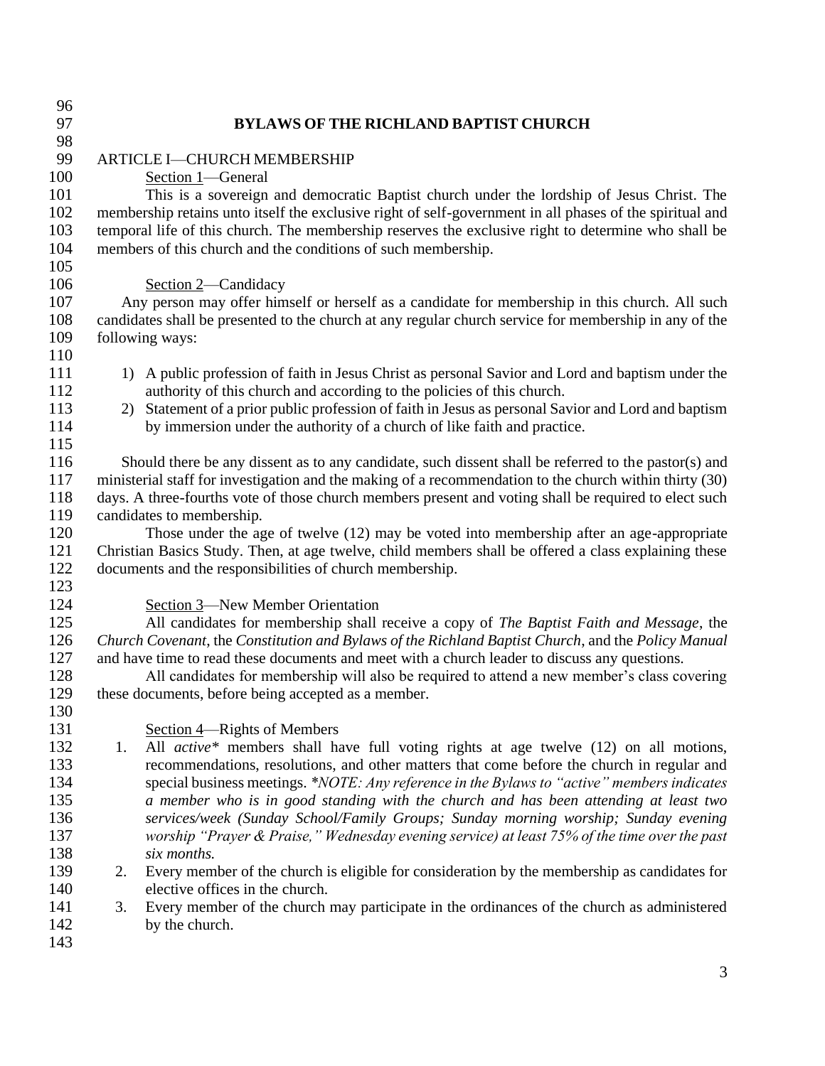# BYLAWS OF THE RICHLAND BAPTIST CHURCH

## ARTICLE I—CHURCH MEMBERSHIP

### Section 1—General

This is a sovereign and democratic Baptist church under the lordship of Jesus Christ. The membership retains unto itself the exclusive right of self-government in all phases of the spiritual and temporal life of this church. The membership reserves the exclusive right to determine who shall be members of this church and the conditions of such membership.

### Section 2—Candidacy

Any person may offer himself or herself as a candidate for membership in this church. All such candidates shall be presented to the church at any regular church service for membership in any of the following ways:

1) A public profession of faith in Jesus Christ as personal Savior and Lord and baptism under the authority of this church and according to the policies of this church.
2) Statement of a prior public profession of faith in Jesus as personal Savior and Lord and baptism by immersion under the authority of a church of like faith and practice.

Should there be any dissent as to any candidate, such dissent shall be referred to the pastor(s) and ministerial staff for investigation and the making of a recommendation to the church within thirty (30) days. A three-fourths vote of those church members present and voting shall be required to elect such candidates to membership.

Those under the age of twelve (12) may be voted into membership after an age-appropriate Christian Basics Study. Then, at age twelve, child members shall be offered a class explaining these documents and the responsibilities of church membership.

### Section 3—New Member Orientation

All candidates for membership shall receive a copy of *The Baptist Faith and Message*, the *Church Covenant*, the *Constitution and Bylaws of the Richland Baptist Church*, and the *Policy Manual* and have time to read these documents and meet with a church leader to discuss any questions.

All candidates for membership will also be required to attend a new member's class covering these documents, before being accepted as a member.

### Section 4—Rights of Members

1. All *active** members shall have full voting rights at age twelve (12) on all motions, recommendations, resolutions, and other matters that come before the church in regular and special business meetings. **NOTE: Any reference in the Bylaws to "active" members indicates a member who is in good standing with the church and has been attending at least two services/week (Sunday School/Family Groups; Sunday morning worship; Sunday evening worship "Prayer & Praise," Wednesday evening service) at least 75% of the time over the past six months.*
2. Every member of the church is eligible for consideration by the membership as candidates for elective offices in the church.
3. Every member of the church may participate in the ordinances of the church as administered by the church.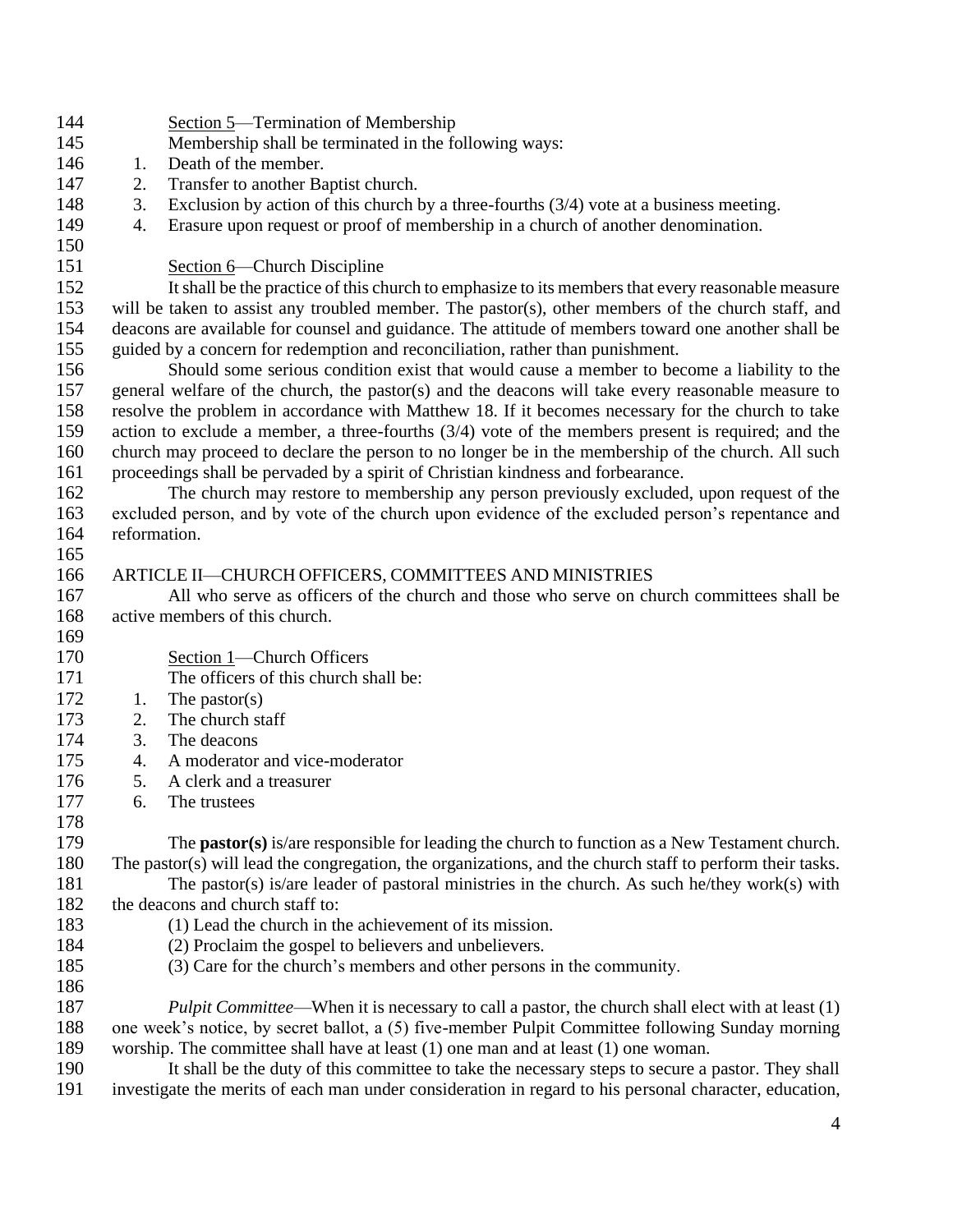<u>Section 5</u>—Termination of Membership

Membership shall be terminated in the following ways:

1. Death of the member.
2. Transfer to another Baptist church.
3. Exclusion by action of this church by a three-fourths (3/4) vote at a business meeting.
4. Erasure upon request or proof of membership in a church of another denomination.

<u>Section 6</u>—Church Discipline

It shall be the practice of this church to emphasize to its members that every reasonable measure will be taken to assist any troubled member. The pastor(s), other members of the church staff, and deacons are available for counsel and guidance. The attitude of members toward one another shall be guided by a concern for redemption and reconciliation, rather than punishment.

Should some serious condition exist that would cause a member to become a liability to the general welfare of the church, the pastor(s) and the deacons will take every reasonable measure to resolve the problem in accordance with Matthew 18. If it becomes necessary for the church to take action to exclude a member, a three-fourths (3/4) vote of the members present is required; and the church may proceed to declare the person to no longer be in the membership of the church. All such proceedings shall be pervaded by a spirit of Christian kindness and forbearance.

The church may restore to membership any person previously excluded, upon request of the excluded person, and by vote of the church upon evidence of the excluded person's repentance and reformation.

## ARTICLE II—CHURCH OFFICERS, COMMITTEES AND MINISTRIES

All who serve as officers of the church and those who serve on church committees shall be active members of this church.

<u>Section 1</u>—Church Officers

The officers of this church shall be:

1. The pastor(s)
2. The church staff
3. The deacons
4. A moderator and vice-moderator
5. A clerk and a treasurer
6. The trustees

The **pastor(s)** is/are responsible for leading the church to function as a New Testament church. The pastor(s) will lead the congregation, the organizations, and the church staff to perform their tasks.

The pastor(s) is/are leader of pastoral ministries in the church. As such he/they work(s) with the deacons and church staff to:

(1) Lead the church in the achievement of its mission.

(2) Proclaim the gospel to believers and unbelievers.

(3) Care for the church's members and other persons in the community.

*Pulpit Committee*—When it is necessary to call a pastor, the church shall elect with at least (1) one week's notice, by secret ballot, a (5) five-member Pulpit Committee following Sunday morning worship. The committee shall have at least (1) one man and at least (1) one woman.

It shall be the duty of this committee to take the necessary steps to secure a pastor. They shall investigate the merits of each man under consideration in regard to his personal character, education,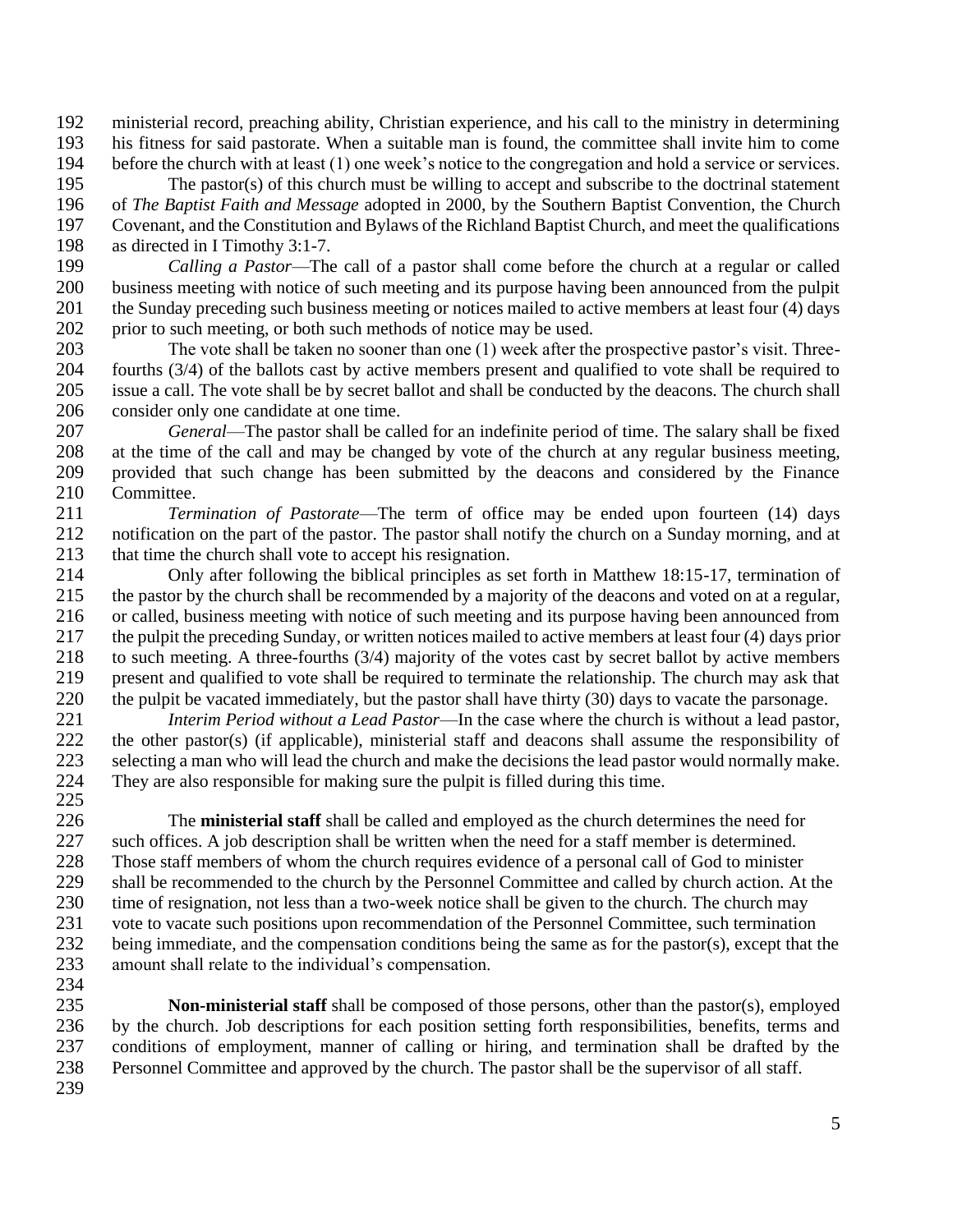ministerial record, preaching ability, Christian experience, and his call to the ministry in determining his fitness for said pastorate. When a suitable man is found, the committee shall invite him to come before the church with at least (1) one week's notice to the congregation and hold a service or services.

The pastor(s) of this church must be willing to accept and subscribe to the doctrinal statement of *The Baptist Faith and Message* adopted in 2000, by the Southern Baptist Convention, the Church Covenant, and the Constitution and Bylaws of the Richland Baptist Church, and meet the qualifications as directed in I Timothy 3:1-7.

*Calling a Pastor*—The call of a pastor shall come before the church at a regular or called business meeting with notice of such meeting and its purpose having been announced from the pulpit the Sunday preceding such business meeting or notices mailed to active members at least four (4) days prior to such meeting, or both such methods of notice may be used.

The vote shall be taken no sooner than one (1) week after the prospective pastor's visit. Three-fourths (3/4) of the ballots cast by active members present and qualified to vote shall be required to issue a call. The vote shall be by secret ballot and shall be conducted by the deacons. The church shall consider only one candidate at one time.

*General*—The pastor shall be called for an indefinite period of time. The salary shall be fixed at the time of the call and may be changed by vote of the church at any regular business meeting, provided that such change has been submitted by the deacons and considered by the Finance Committee.

*Termination of Pastorate*—The term of office may be ended upon fourteen (14) days notification on the part of the pastor. The pastor shall notify the church on a Sunday morning, and at that time the church shall vote to accept his resignation.

Only after following the biblical principles as set forth in Matthew 18:15-17, termination of the pastor by the church shall be recommended by a majority of the deacons and voted on at a regular, or called, business meeting with notice of such meeting and its purpose having been announced from the pulpit the preceding Sunday, or written notices mailed to active members at least four (4) days prior to such meeting. A three-fourths (3/4) majority of the votes cast by secret ballot by active members present and qualified to vote shall be required to terminate the relationship. The church may ask that the pulpit be vacated immediately, but the pastor shall have thirty (30) days to vacate the parsonage.

*Interim Period without a Lead Pastor*—In the case where the church is without a lead pastor, the other pastor(s) (if applicable), ministerial staff and deacons shall assume the responsibility of selecting a man who will lead the church and make the decisions the lead pastor would normally make. They are also responsible for making sure the pulpit is filled during this time.

The **ministerial staff** shall be called and employed as the church determines the need for such offices. A job description shall be written when the need for a staff member is determined. Those staff members of whom the church requires evidence of a personal call of God to minister shall be recommended to the church by the Personnel Committee and called by church action. At the time of resignation, not less than a two-week notice shall be given to the church. The church may vote to vacate such positions upon recommendation of the Personnel Committee, such termination being immediate, and the compensation conditions being the same as for the pastor(s), except that the amount shall relate to the individual's compensation.

**Non-ministerial staff** shall be composed of those persons, other than the pastor(s), employed by the church. Job descriptions for each position setting forth responsibilities, benefits, terms and conditions of employment, manner of calling or hiring, and termination shall be drafted by the Personnel Committee and approved by the church. The pastor shall be the supervisor of all staff.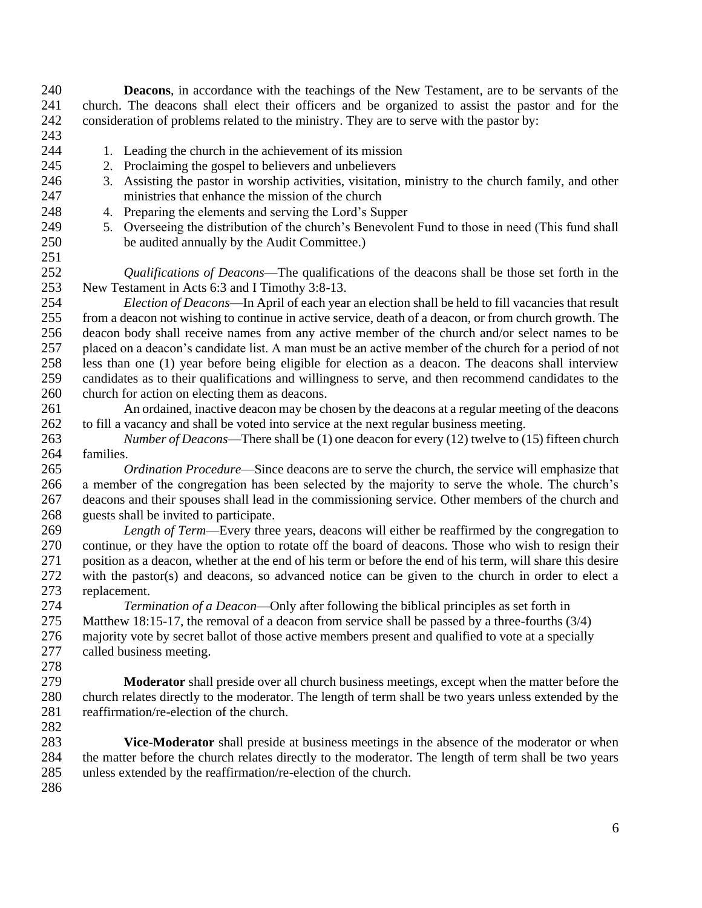**Deacons**, in accordance with the teachings of the New Testament, are to be servants of the church. The deacons shall elect their officers and be organized to assist the pastor and for the consideration of problems related to the ministry. They are to serve with the pastor by:

1. Leading the church in the achievement of its mission
2. Proclaiming the gospel to believers and unbelievers
3. Assisting the pastor in worship activities, visitation, ministry to the church family, and other ministries that enhance the mission of the church
4. Preparing the elements and serving the Lord's Supper
5. Overseeing the distribution of the church's Benevolent Fund to those in need (This fund shall be audited annually by the Audit Committee.)

*Qualifications of Deacons*—The qualifications of the deacons shall be those set forth in the New Testament in Acts 6:3 and I Timothy 3:8-13.

*Election of Deacons*—In April of each year an election shall be held to fill vacancies that result from a deacon not wishing to continue in active service, death of a deacon, or from church growth. The deacon body shall receive names from any active member of the church and/or select names to be placed on a deacon's candidate list. A man must be an active member of the church for a period of not less than one (1) year before being eligible for election as a deacon. The deacons shall interview candidates as to their qualifications and willingness to serve, and then recommend candidates to the church for action on electing them as deacons.

An ordained, inactive deacon may be chosen by the deacons at a regular meeting of the deacons to fill a vacancy and shall be voted into service at the next regular business meeting.

*Number of Deacons*—There shall be (1) one deacon for every (12) twelve to (15) fifteen church families.

*Ordination Procedure*—Since deacons are to serve the church, the service will emphasize that a member of the congregation has been selected by the majority to serve the whole. The church's deacons and their spouses shall lead in the commissioning service. Other members of the church and guests shall be invited to participate.

*Length of Term*—Every three years, deacons will either be reaffirmed by the congregation to continue, or they have the option to rotate off the board of deacons. Those who wish to resign their position as a deacon, whether at the end of his term or before the end of his term, will share this desire with the pastor(s) and deacons, so advanced notice can be given to the church in order to elect a replacement.

*Termination of a Deacon*—Only after following the biblical principles as set forth in Matthew 18:15-17, the removal of a deacon from service shall be passed by a three-fourths (3/4) majority vote by secret ballot of those active members present and qualified to vote at a specially called business meeting.

**Moderator** shall preside over all church business meetings, except when the matter before the church relates directly to the moderator. The length of term shall be two years unless extended by the reaffirmation/re-election of the church.

**Vice-Moderator** shall preside at business meetings in the absence of the moderator or when the matter before the church relates directly to the moderator. The length of term shall be two years unless extended by the reaffirmation/re-election of the church.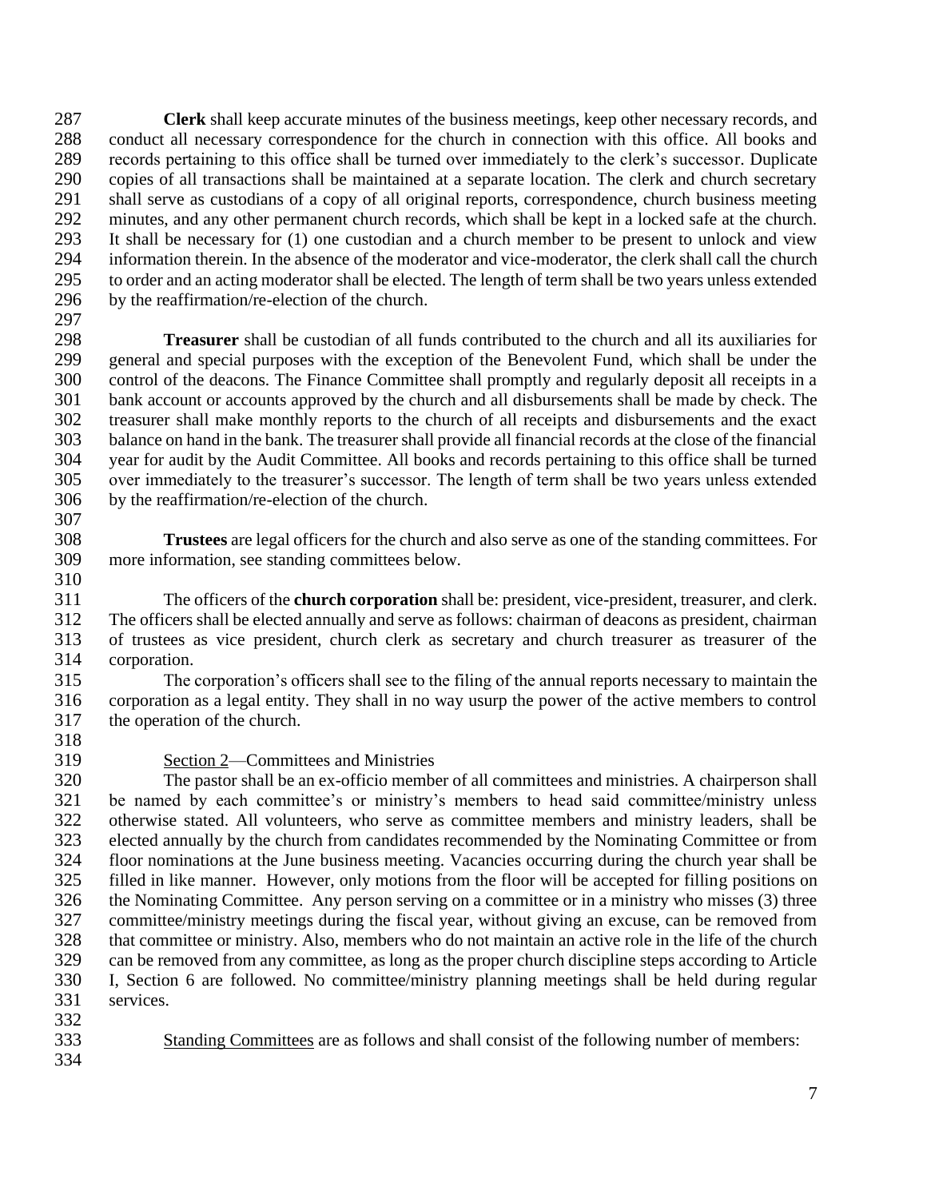**Clerk** shall keep accurate minutes of the business meetings, keep other necessary records, and conduct all necessary correspondence for the church in connection with this office. All books and records pertaining to this office shall be turned over immediately to the clerk's successor. Duplicate copies of all transactions shall be maintained at a separate location. The clerk and church secretary shall serve as custodians of a copy of all original reports, correspondence, church business meeting minutes, and any other permanent church records, which shall be kept in a locked safe at the church. It shall be necessary for (1) one custodian and a church member to be present to unlock and view information therein. In the absence of the moderator and vice-moderator, the clerk shall call the church to order and an acting moderator shall be elected. The length of term shall be two years unless extended by the reaffirmation/re-election of the church.

**Treasurer** shall be custodian of all funds contributed to the church and all its auxiliaries for general and special purposes with the exception of the Benevolent Fund, which shall be under the control of the deacons. The Finance Committee shall promptly and regularly deposit all receipts in a bank account or accounts approved by the church and all disbursements shall be made by check. The treasurer shall make monthly reports to the church of all receipts and disbursements and the exact balance on hand in the bank. The treasurer shall provide all financial records at the close of the financial year for audit by the Audit Committee. All books and records pertaining to this office shall be turned over immediately to the treasurer's successor. The length of term shall be two years unless extended by the reaffirmation/re-election of the church.

**Trustees** are legal officers for the church and also serve as one of the standing committees. For more information, see standing committees below.

The officers of the **church corporation** shall be: president, vice-president, treasurer, and clerk. The officers shall be elected annually and serve as follows: chairman of deacons as president, chairman of trustees as vice president, church clerk as secretary and church treasurer as treasurer of the corporation.

The corporation's officers shall see to the filing of the annual reports necessary to maintain the corporation as a legal entity. They shall in no way usurp the power of the active members to control the operation of the church.

Section 2—Committees and Ministries

The pastor shall be an ex-officio member of all committees and ministries. A chairperson shall be named by each committee's or ministry's members to head said committee/ministry unless otherwise stated. All volunteers, who serve as committee members and ministry leaders, shall be elected annually by the church from candidates recommended by the Nominating Committee or from floor nominations at the June business meeting. Vacancies occurring during the church year shall be filled in like manner. However, only motions from the floor will be accepted for filling positions on the Nominating Committee. Any person serving on a committee or in a ministry who misses (3) three committee/ministry meetings during the fiscal year, without giving an excuse, can be removed from that committee or ministry. Also, members who do not maintain an active role in the life of the church can be removed from any committee, as long as the proper church discipline steps according to Article I, Section 6 are followed. No committee/ministry planning meetings shall be held during regular services.

Standing Committees are as follows and shall consist of the following number of members: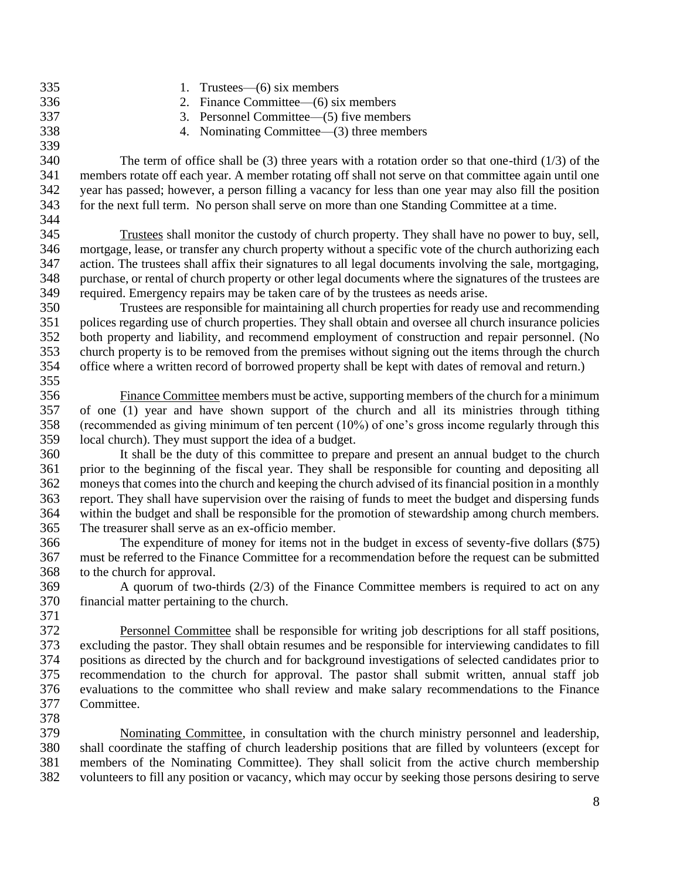1. Trustees—(6) six members
2. Finance Committee—(6) six members
3. Personnel Committee—(5) five members
4. Nominating Committee—(3) three members

The term of office shall be (3) three years with a rotation order so that one-third (1/3) of the members rotate off each year. A member rotating off shall not serve on that committee again until one year has passed; however, a person filling a vacancy for less than one year may also fill the position for the next full term. No person shall serve on more than one Standing Committee at a time.

<u>Trustees</u> shall monitor the custody of church property. They shall have no power to buy, sell, mortgage, lease, or transfer any church property without a specific vote of the church authorizing each action. The trustees shall affix their signatures to all legal documents involving the sale, mortgaging, purchase, or rental of church property or other legal documents where the signatures of the trustees are required. Emergency repairs may be taken care of by the trustees as needs arise.

Trustees are responsible for maintaining all church properties for ready use and recommending polices regarding use of church properties. They shall obtain and oversee all church insurance policies both property and liability, and recommend employment of construction and repair personnel. (No church property is to be removed from the premises without signing out the items through the church office where a written record of borrowed property shall be kept with dates of removal and return.)

<u>Finance Committee</u> members must be active, supporting members of the church for a minimum of one (1) year and have shown support of the church and all its ministries through tithing (recommended as giving minimum of ten percent (10%) of one's gross income regularly through this local church). They must support the idea of a budget.

It shall be the duty of this committee to prepare and present an annual budget to the church prior to the beginning of the fiscal year. They shall be responsible for counting and depositing all moneys that comes into the church and keeping the church advised of its financial position in a monthly report. They shall have supervision over the raising of funds to meet the budget and dispersing funds within the budget and shall be responsible for the promotion of stewardship among church members. The treasurer shall serve as an ex-officio member.

The expenditure of money for items not in the budget in excess of seventy-five dollars ($75) must be referred to the Finance Committee for a recommendation before the request can be submitted to the church for approval.

A quorum of two-thirds (2/3) of the Finance Committee members is required to act on any financial matter pertaining to the church.

<u>Personnel Committee</u> shall be responsible for writing job descriptions for all staff positions, excluding the pastor. They shall obtain resumes and be responsible for interviewing candidates to fill positions as directed by the church and for background investigations of selected candidates prior to recommendation to the church for approval. The pastor shall submit written, annual staff job evaluations to the committee who shall review and make salary recommendations to the Finance Committee.

<u>Nominating Committee</u>, in consultation with the church ministry personnel and leadership, shall coordinate the staffing of church leadership positions that are filled by volunteers (except for members of the Nominating Committee). They shall solicit from the active church membership volunteers to fill any position or vacancy, which may occur by seeking those persons desiring to serve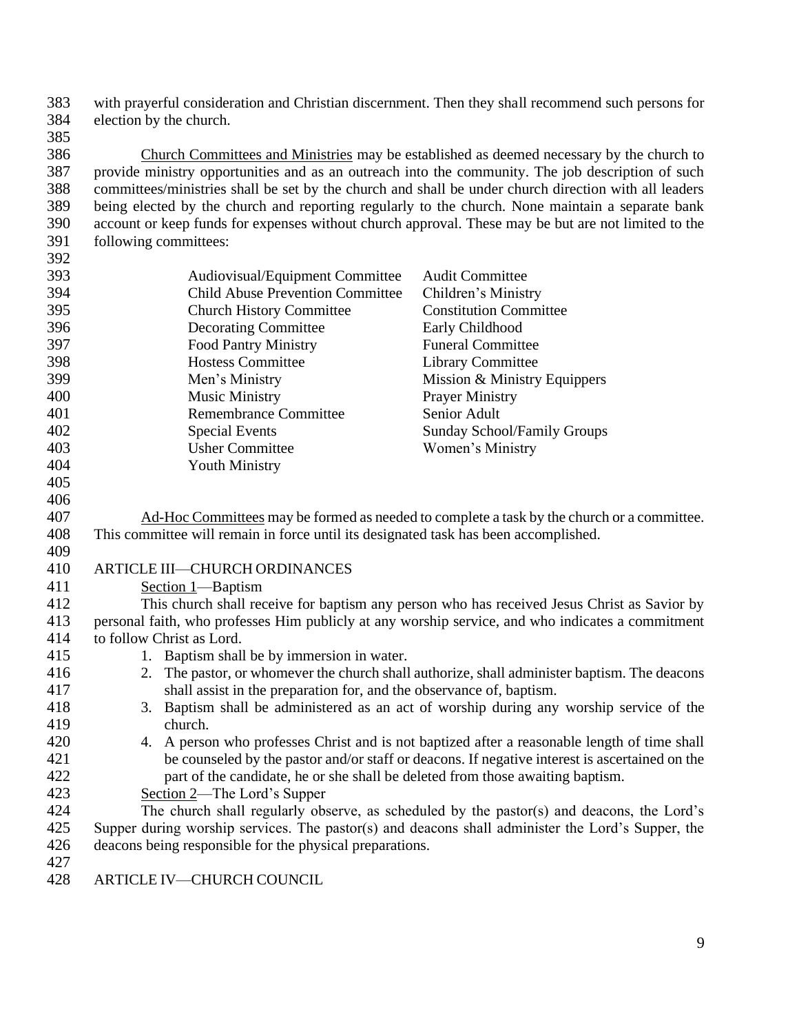with prayerful consideration and Christian discernment. Then they shall recommend such persons for election by the church.

<u>Church Committees and Ministries</u> may be established as deemed necessary by the church to provide ministry opportunities and as an outreach into the community. The job description of such committees/ministries shall be set by the church and shall be under church direction with all leaders being elected by the church and reporting regularly to the church. None maintain a separate bank account or keep funds for expenses without church approval. These may be but are not limited to the following committees:

| | |
|---|---|
| Audiovisual/Equipment Committee | Audit Committee |
| Child Abuse Prevention Committee | Children's Ministry |
| Church History Committee | Constitution Committee |
| Decorating Committee | Early Childhood |
| Food Pantry Ministry | Funeral Committee |
| Hostess Committee | Library Committee |
| Men's Ministry | Mission & Ministry Equippers |
| Music Ministry | Prayer Ministry |
| Remembrance Committee | Senior Adult |
| Special Events | Sunday School/Family Groups |
| Usher Committee | Women's Ministry |
| Youth Ministry | |

<u>Ad-Hoc Committees</u> may be formed as needed to complete a task by the church or a committee. This committee will remain in force until its designated task has been accomplished.

## ARTICLE III—CHURCH ORDINANCES

<u>Section 1</u>—Baptism

This church shall receive for baptism any person who has received Jesus Christ as Savior by personal faith, who professes Him publicly at any worship service, and who indicates a commitment to follow Christ as Lord.

1. Baptism shall be by immersion in water.
2. The pastor, or whomever the church shall authorize, shall administer baptism. The deacons shall assist in the preparation for, and the observance of, baptism.
3. Baptism shall be administered as an act of worship during any worship service of the church.
4. A person who professes Christ and is not baptized after a reasonable length of time shall be counseled by the pastor and/or staff or deacons. If negative interest is ascertained on the part of the candidate, he or she shall be deleted from those awaiting baptism.

<u>Section 2</u>—The Lord's Supper

The church shall regularly observe, as scheduled by the pastor(s) and deacons, the Lord's Supper during worship services. The pastor(s) and deacons shall administer the Lord's Supper, the deacons being responsible for the physical preparations.

## ARTICLE IV—CHURCH COUNCIL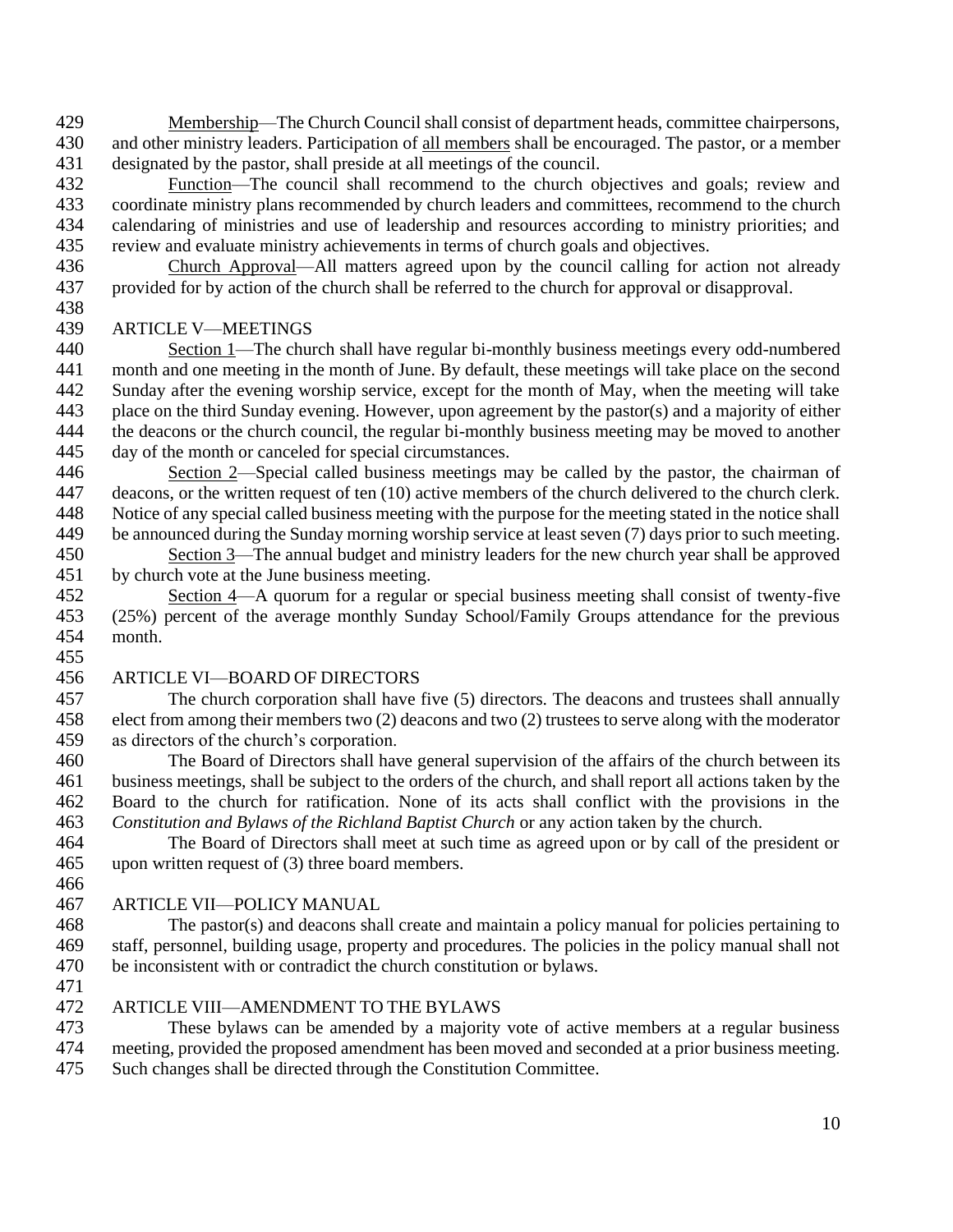Membership—The Church Council shall consist of department heads, committee chairpersons, and other ministry leaders. Participation of all members shall be encouraged. The pastor, or a member designated by the pastor, shall preside at all meetings of the council.

Function—The council shall recommend to the church objectives and goals; review and coordinate ministry plans recommended by church leaders and committees, recommend to the church calendaring of ministries and use of leadership and resources according to ministry priorities; and review and evaluate ministry achievements in terms of church goals and objectives.

Church Approval—All matters agreed upon by the council calling for action not already provided for by action of the church shall be referred to the church for approval or disapproval.

## ARTICLE V—MEETINGS

Section 1—The church shall have regular bi-monthly business meetings every odd-numbered month and one meeting in the month of June. By default, these meetings will take place on the second Sunday after the evening worship service, except for the month of May, when the meeting will take place on the third Sunday evening. However, upon agreement by the pastor(s) and a majority of either the deacons or the church council, the regular bi-monthly business meeting may be moved to another day of the month or canceled for special circumstances.

Section 2—Special called business meetings may be called by the pastor, the chairman of deacons, or the written request of ten (10) active members of the church delivered to the church clerk. Notice of any special called business meeting with the purpose for the meeting stated in the notice shall be announced during the Sunday morning worship service at least seven (7) days prior to such meeting.

Section 3—The annual budget and ministry leaders for the new church year shall be approved by church vote at the June business meeting.

Section 4—A quorum for a regular or special business meeting shall consist of twenty-five (25%) percent of the average monthly Sunday School/Family Groups attendance for the previous month.

## ARTICLE VI—BOARD OF DIRECTORS

The church corporation shall have five (5) directors. The deacons and trustees shall annually elect from among their members two (2) deacons and two (2) trustees to serve along with the moderator as directors of the church's corporation.

The Board of Directors shall have general supervision of the affairs of the church between its business meetings, shall be subject to the orders of the church, and shall report all actions taken by the Board to the church for ratification. None of its acts shall conflict with the provisions in the *Constitution and Bylaws of the Richland Baptist Church* or any action taken by the church.

The Board of Directors shall meet at such time as agreed upon or by call of the president or upon written request of (3) three board members.

## ARTICLE VII—POLICY MANUAL

The pastor(s) and deacons shall create and maintain a policy manual for policies pertaining to staff, personnel, building usage, property and procedures. The policies in the policy manual shall not be inconsistent with or contradict the church constitution or bylaws.

## ARTICLE VIII—AMENDMENT TO THE BYLAWS

These bylaws can be amended by a majority vote of active members at a regular business meeting, provided the proposed amendment has been moved and seconded at a prior business meeting. Such changes shall be directed through the Constitution Committee.